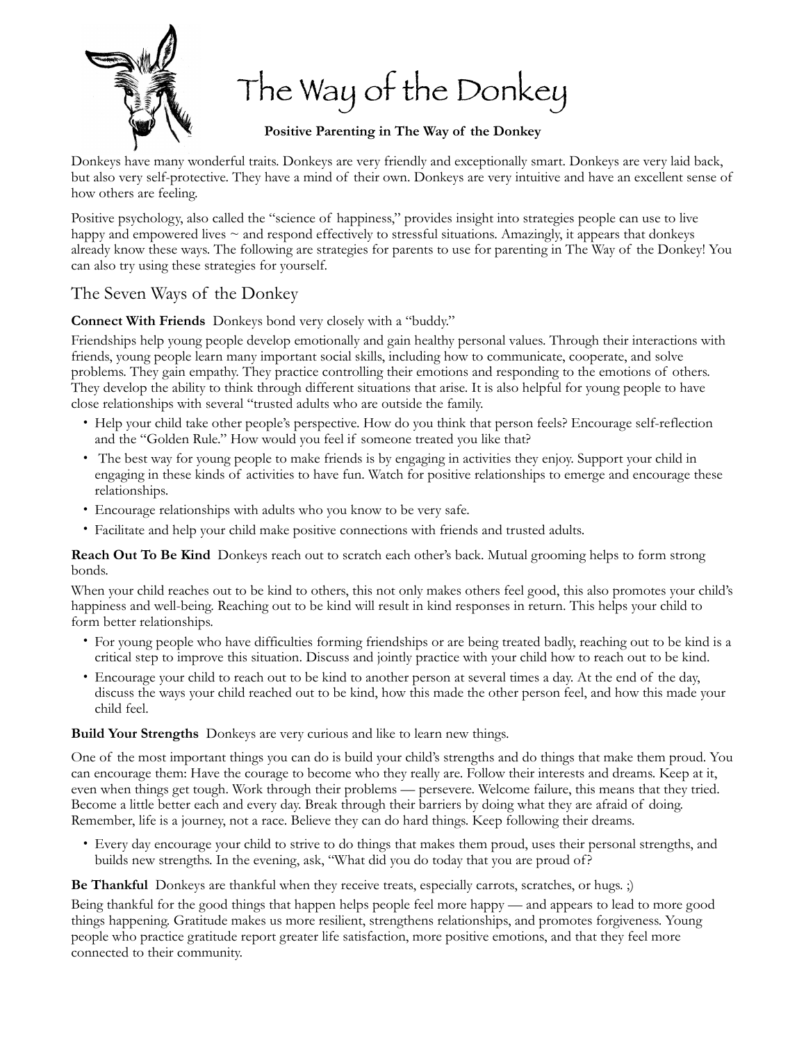# The Way of the Donkey

**Positive Parenting in The Way of the Donkey**

Donkeys have many wonderful traits. Donkeys are very friendly and exceptionally smart. Donkeys are very laid back, but also very self-protective. They have a mind of their own. Donkeys are very intuitive and have an excellent sense of how others are feeling.

Positive psychology, also called the "science of happiness," provides insight into strategies people can use to live happy and empowered lives ~ and respond effectively to stressful situations. Amazingly, it appears that donkeys already know these ways. The following are strategies for parents to use for parenting in The Way of the Donkey! You can also try using these strategies for yourself.

## The Seven Ways of the Donkey

**Connect With Friends** Donkeys bond very closely with a "buddy."

Friendships help young people develop emotionally and gain healthy personal values. Through their interactions with friends, young people learn many important social skills, including how to communicate, cooperate, and solve problems. They gain empathy. They practice controlling their emotions and responding to the emotions of others. They develop the ability to think through different situations that arise. It is also helpful for young people to have close relationships with several "trusted adults who are outside the family.

- Help your child take other people's perspective. How do you think that person feels? Encourage self-reflection and the "Golden Rule." How would you feel if someone treated you like that?
- The best way for young people to make friends is by engaging in activities they enjoy. Support your child in engaging in these kinds of activities to have fun. Watch for positive relationships to emerge and encourage these relationships.
- Encourage relationships with adults who you know to be very safe.
- Facilitate and help your child make positive connections with friends and trusted adults.

**Reach Out To Be Kind** Donkeys reach out to scratch each other's back. Mutual grooming helps to form strong bonds.

When your child reaches out to be kind to others, this not only makes others feel good, this also promotes your child's happiness and well-being. Reaching out to be kind will result in kind responses in return. This helps your child to form better relationships.

- For young people who have difficulties forming friendships or are being treated badly, reaching out to be kind is a critical step to improve this situation. Discuss and jointly practice with your child how to reach out to be kind.
- Encourage your child to reach out to be kind to another person at several times a day. At the end of the day, discuss the ways your child reached out to be kind, how this made the other person feel, and how this made your child feel.

**Build Your Strengths** Donkeys are very curious and like to learn new things.

One of the most important things you can do is build your child's strengths and do things that make them proud. You can encourage them: Have the courage to become who they really are. Follow their interests and dreams. Keep at it, even when things get tough. Work through their problems — persevere. Welcome failure, this means that they tried. Become a little better each and every day. Break through their barriers by doing what they are afraid of doing. Remember, life is a journey, not a race. Believe they can do hard things. Keep following their dreams.

- Every day encourage your child to strive to do things that makes them proud, uses their personal strengths, and builds new strengths. In the evening, ask, "What did you do today that you are proud of?

**Be Thankful** Donkeys are thankful when they receive treats, especially carrots, scratches, or hugs. ;)

Being thankful for the good things that happen helps people feel more happy — and appears to lead to more good things happening. Gratitude makes us more resilient, strengthens relationships, and promotes forgiveness. Young people who practice gratitude report greater life satisfaction, more positive emotions, and that they feel more connected to their community.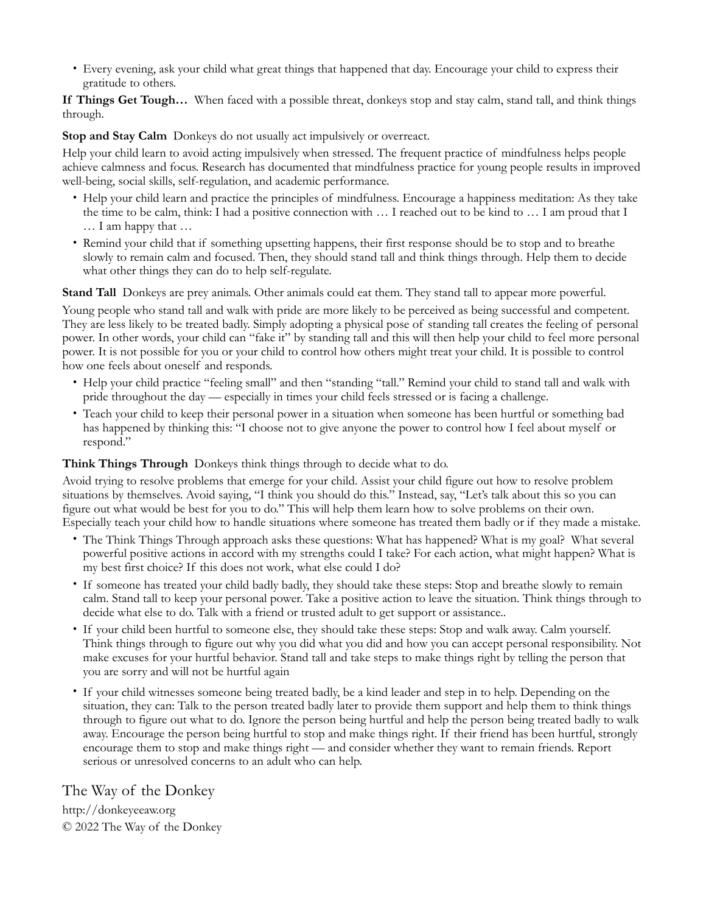- Every evening, ask your child what great things that happened that day. Encourage your child to express their gratitude to others.

**If Things Get Tough…** When faced with a possible threat, donkeys stop and stay calm, stand tall, and think things through.

**Stop and Stay Calm** Donkeys do not usually act impulsively or overreact.

Help your child learn to avoid acting impulsively when stressed. The frequent practice of mindfulness helps people achieve calmness and focus. Research has documented that mindfulness practice for young people results in improved well-being, social skills, self-regulation, and academic performance.

- Help your child learn and practice the principles of mindfulness. Encourage a happiness meditation: As they take the time to be calm, think: I had a positive connection with … I reached out to be kind to … I am proud that I … I am happy that …
- Remind your child that if something upsetting happens, their first response should be to stop and to breathe slowly to remain calm and focused. Then, they should stand tall and think things through. Help them to decide what other things they can do to help self-regulate.

**Stand Tall** Donkeys are prey animals. Other animals could eat them. They stand tall to appear more powerful.

Young people who stand tall and walk with pride are more likely to be perceived as being successful and competent. They are less likely to be treated badly. Simply adopting a physical pose of standing tall creates the feeling of personal power. In other words, your child can "fake it" by standing tall and this will then help your child to feel more personal power. It is not possible for you or your child to control how others might treat your child. It is possible to control how one feels about oneself and responds.

- Help your child practice "feeling small" and then "standing "tall." Remind your child to stand tall and walk with pride throughout the day — especially in times your child feels stressed or is facing a challenge.
- Teach your child to keep their personal power in a situation when someone has been hurtful or something bad has happened by thinking this: "I choose not to give anyone the power to control how I feel about myself or respond."

**Think Things Through** Donkeys think things through to decide what to do.

Avoid trying to resolve problems that emerge for your child. Assist your child figure out how to resolve problem situations by themselves. Avoid saying, "I think you should do this." Instead, say, "Let's talk about this so you can figure out what would be best for you to do." This will help them learn how to solve problems on their own. Especially teach your child how to handle situations where someone has treated them badly or if they made a mistake.

- The Think Things Through approach asks these questions: What has happened? What is my goal? What several powerful positive actions in accord with my strengths could I take? For each action, what might happen? What is my best first choice? If this does not work, what else could I do?
- If someone has treated your child badly badly, they should take these steps: Stop and breathe slowly to remain calm. Stand tall to keep your personal power. Take a positive action to leave the situation. Think things through to decide what else to do. Talk with a friend or trusted adult to get support or assistance..
- If your child been hurtful to someone else, they should take these steps: Stop and walk away. Calm yourself. Think things through to figure out why you did what you did and how you can accept personal responsibility. Not make excuses for your hurtful behavior. Stand tall and take steps to make things right by telling the person that you are sorry and will not be hurtful again
- If your child witnesses someone being treated badly, be a kind leader and step in to help. Depending on the situation, they can: Talk to the person treated badly later to provide them support and help them to think things through to figure out what to do. Ignore the person being hurtful and help the person being treated badly to walk away. Encourage the person being hurtful to stop and make things right. If their friend has been hurtful, strongly encourage them to stop and make things right — and consider whether they want to remain friends. Report serious or unresolved concerns to an adult who can help.

## The Way of the Donkey

http://donkeyeeaw.org

© 2022 The Way of the Donkey